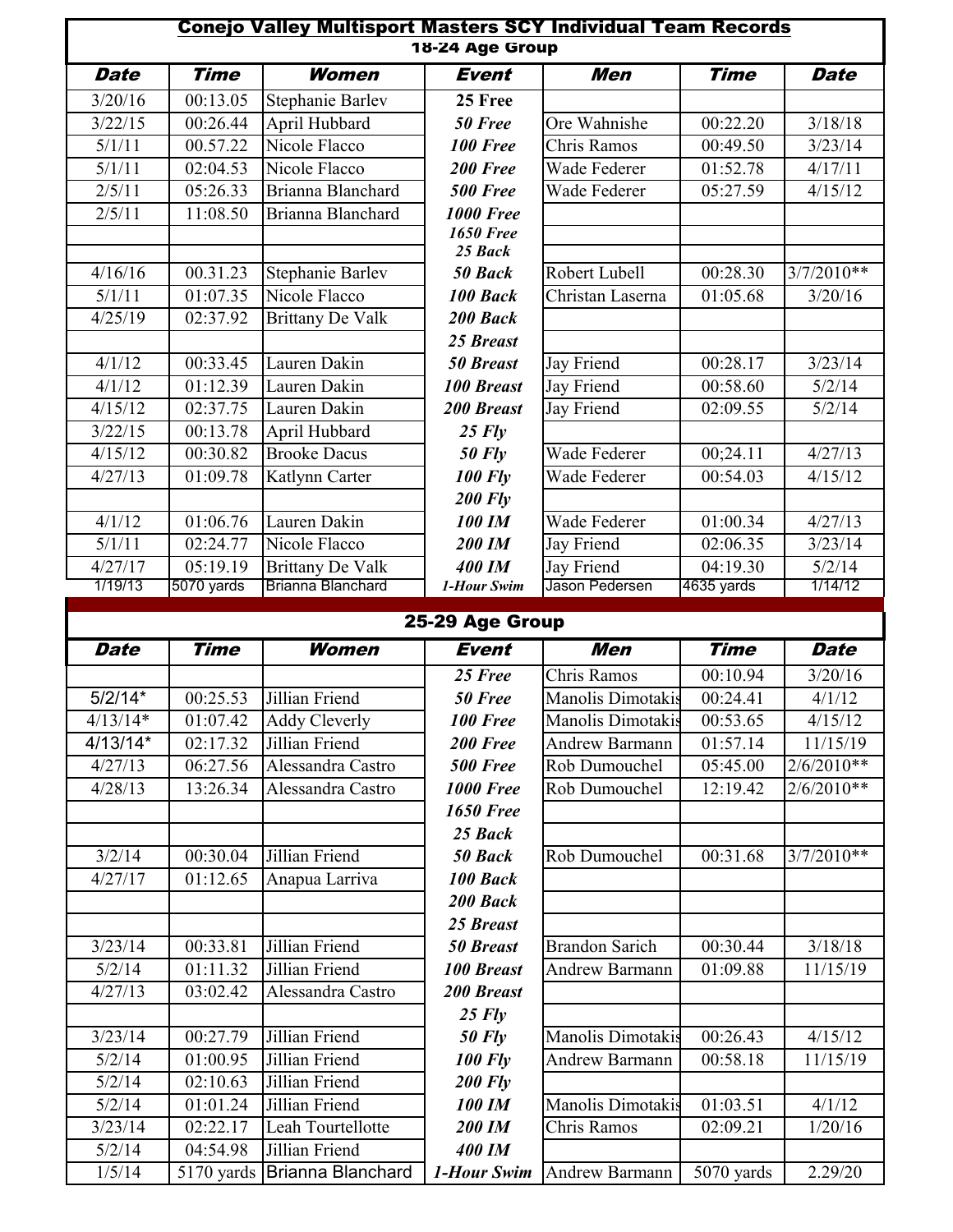# Conejo Valley Multisport Masters SCY Individual Team Records

## 18-24 Age Group

| Date | Time | Women | Event | Men | Time | Date |
|---|---|---|---|---|---|---|
| 3/20/16 | 00:13.05 | Stephanie Barlev | 25 Free | | | |
| 3/22/15 | 00:26.44 | April Hubbard | 50 Free | Ore Wahnishe | 00:22.20 | 3/18/18 |
| 5/1/11 | 00.57.22 | Nicole Flacco | 100 Free | Chris Ramos | 00:49.50 | 3/23/14 |
| 5/1/11 | 02:04.53 | Nicole Flacco | 200 Free | Wade Federer | 01:52.78 | 4/17/11 |
| 2/5/11 | 05:26.33 | Brianna Blanchard | 500 Free | Wade Federer | 05:27.59 | 4/15/12 |
| 2/5/11 | 11:08.50 | Brianna Blanchard | 1000 Free | | | |
| | | | 1650 Free | | | |
| | | | 25 Back | | | |
| 4/16/16 | 00.31.23 | Stephanie Barlev | 50 Back | Robert Lubell | 00:28.30 | 3/7/2010** |
| 5/1/11 | 01:07.35 | Nicole Flacco | 100 Back | Christan Laserna | 01:05.68 | 3/20/16 |
| 4/25/19 | 02:37.92 | Brittany De Valk | 200 Back | | | |
| | | | 25 Breast | | | |
| 4/1/12 | 00:33.45 | Lauren Dakin | 50 Breast | Jay Friend | 00:28.17 | 3/23/14 |
| 4/1/12 | 01:12.39 | Lauren Dakin | 100 Breast | Jay Friend | 00:58.60 | 5/2/14 |
| 4/15/12 | 02:37.75 | Lauren Dakin | 200 Breast | Jay Friend | 02:09.55 | 5/2/14 |
| 3/22/15 | 00:13.78 | April Hubbard | 25 Fly | | | |
| 4/15/12 | 00:30.82 | Brooke Dacus | 50 Fly | Wade Federer | 00;24.11 | 4/27/13 |
| 4/27/13 | 01:09.78 | Katlynn Carter | 100 Fly | Wade Federer | 00:54.03 | 4/15/12 |
| | | | 200 Fly | | | |
| 4/1/12 | 01:06.76 | Lauren Dakin | 100 IM | Wade Federer | 01:00.34 | 4/27/13 |
| 5/1/11 | 02:24.77 | Nicole Flacco | 200 IM | Jay Friend | 02:06.35 | 3/23/14 |
| 4/27/17 | 05:19.19 | Brittany De Valk | 400 IM | Jay Friend | 04:19.30 | 5/2/14 |
| 1/19/13 | 5070 yards | Brianna Blanchard | 1-Hour Swim | Jason Pedersen | 4635 yards | 1/14/12 |

## 25-29 Age Group

| Date | Time | Women | Event | Men | Time | Date |
|---|---|---|---|---|---|---|
| | | | 25 Free | Chris Ramos | 00:10.94 | 3/20/16 |
| 5/2/14* | 00:25.53 | Jillian Friend | 50 Free | Manolis Dimotakis | 00:24.41 | 4/1/12 |
| 4/13/14* | 01:07.42 | Addy Cleverly | 100 Free | Manolis Dimotakis | 00:53.65 | 4/15/12 |
| 4/13/14* | 02:17.32 | Jillian Friend | 200 Free | Andrew Barmann | 01:57.14 | 11/15/19 |
| 4/27/13 | 06:27.56 | Alessandra Castro | 500 Free | Rob Dumouchel | 05:45.00 | 2/6/2010** |
| 4/28/13 | 13:26.34 | Alessandra Castro | 1000 Free | Rob Dumouchel | 12:19.42 | 2/6/2010** |
| | | | 1650 Free | | | |
| | | | 25 Back | | | |
| 3/2/14 | 00:30.04 | Jillian Friend | 50 Back | Rob Dumouchel | 00:31.68 | 3/7/2010** |
| 4/27/17 | 01:12.65 | Anapua Larriva | 100 Back | | | |
| | | | 200 Back | | | |
| | | | 25 Breast | | | |
| 3/23/14 | 00:33.81 | Jillian Friend | 50 Breast | Brandon Sarich | 00:30.44 | 3/18/18 |
| 5/2/14 | 01:11.32 | Jillian Friend | 100 Breast | Andrew Barmann | 01:09.88 | 11/15/19 |
| 4/27/13 | 03:02.42 | Alessandra Castro | 200 Breast | | | |
| | | | 25 Fly | | | |
| 3/23/14 | 00:27.79 | Jillian Friend | 50 Fly | Manolis Dimotakis | 00:26.43 | 4/15/12 |
| 5/2/14 | 01:00.95 | Jillian Friend | 100 Fly | Andrew Barmann | 00:58.18 | 11/15/19 |
| 5/2/14 | 02:10.63 | Jillian Friend | 200 Fly | | | |
| 5/2/14 | 01:01.24 | Jillian Friend | 100 IM | Manolis Dimotakis | 01:03.51 | 4/1/12 |
| 3/23/14 | 02:22.17 | Leah Tourtellotte | 200 IM | Chris Ramos | 02:09.21 | 1/20/16 |
| 5/2/14 | 04:54.98 | Jillian Friend | 400 IM | | | |
| 1/5/14 | 5170 yards | Brianna Blanchard | 1-Hour Swim | Andrew Barmann | 5070 yards | 2.29/20 |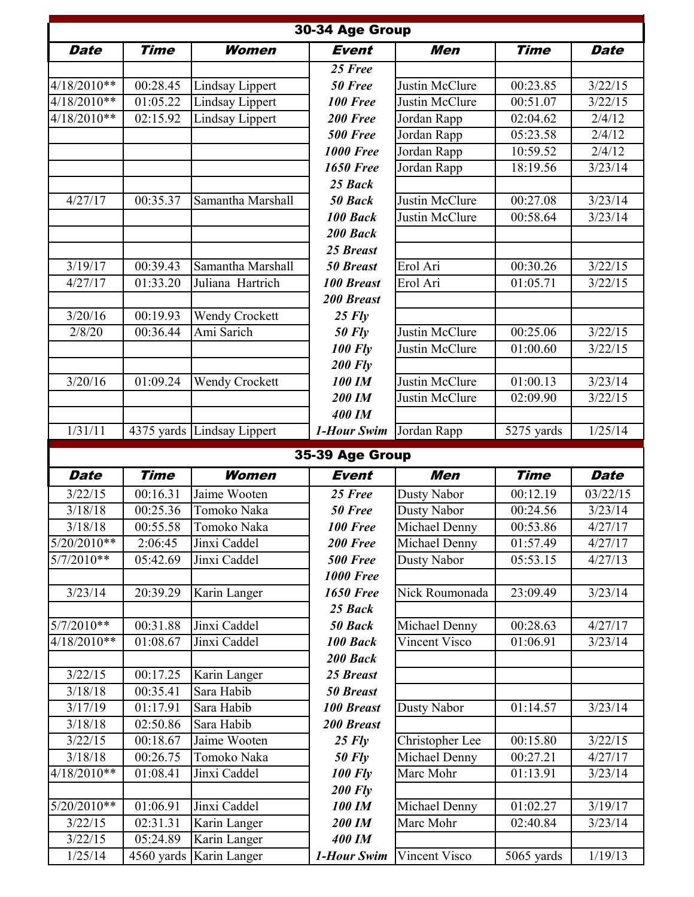## 30-34 Age Group

| Date | Time | Women | Event | Men | Time | Date |
|---|---|---|---|---|---|---|
| | | | 25 Free | | | |
| 4/18/2010** | 00:28.45 | Lindsay Lippert | 50 Free | Justin McClure | 00:23.85 | 3/22/15 |
| 4/18/2010** | 01:05.22 | Lindsay Lippert | 100 Free | Justin McClure | 00:51.07 | 3/22/15 |
| 4/18/2010** | 02:15.92 | Lindsay Lippert | 200 Free | Jordan Rapp | 02:04.62 | 2/4/12 |
| | | | 500 Free | Jordan Rapp | 05:23.58 | 2/4/12 |
| | | | 1000 Free | Jordan Rapp | 10:59.52 | 2/4/12 |
| | | | 1650 Free | Jordan Rapp | 18:19.56 | 3/23/14 |
| | | | 25 Back | | | |
| 4/27/17 | 00:35.37 | Samantha Marshall | 50 Back | Justin McClure | 00:27.08 | 3/23/14 |
| | | | 100 Back | Justin McClure | 00:58.64 | 3/23/14 |
| | | | 200 Back | | | |
| | | | 25 Breast | | | |
| 3/19/17 | 00:39.43 | Samantha Marshall | 50 Breast | Erol Ari | 00:30.26 | 3/22/15 |
| 4/27/17 | 01:33.20 | Juliana Hartrich | 100 Breast | Erol Ari | 01:05.71 | 3/22/15 |
| | | | 200 Breast | | | |
| 3/20/16 | 00:19.93 | Wendy Crockett | 25 Fly | | | |
| 2/8/20 | 00:36.44 | Ami Sarich | 50 Fly | Justin McClure | 00:25.06 | 3/22/15 |
| | | | 100 Fly | Justin McClure | 01:00.60 | 3/22/15 |
| | | | 200 Fly | | | |
| 3/20/16 | 01:09.24 | Wendy Crockett | 100 IM | Justin McClure | 01:00.13 | 3/23/14 |
| | | | 200 IM | Justin McClure | 02:09.90 | 3/22/15 |
| | | | 400 IM | | | |
| 1/31/11 | 4375 yards | Lindsay Lippert | 1-Hour Swim | Jordan Rapp | 5275 yards | 1/25/14 |

## 35-39 Age Group

| Date | Time | Women | Event | Men | Time | Date |
|---|---|---|---|---|---|---|
| 3/22/15 | 00:16.31 | Jaime Wooten | 25 Free | Dusty Nabor | 00:12.19 | 03/22/15 |
| 3/18/18 | 00:25.36 | Tomoko Naka | 50 Free | Dusty Nabor | 00:24.56 | 3/23/14 |
| 3/18/18 | 00:55.58 | Tomoko Naka | 100 Free | Michael Denny | 00:53.86 | 4/27/17 |
| 5/20/2010** | 2:06:45 | Jinxi Caddel | 200 Free | Michael Denny | 01:57.49 | 4/27/17 |
| 5/7/2010** | 05:42.69 | Jinxi Caddel | 500 Free | Dusty Nabor | 05:53.15 | 4/27/13 |
| | | | 1000 Free | | | |
| 3/23/14 | 20:39.29 | Karin Langer | 1650 Free | Nick Roumonada | 23:09.49 | 3/23/14 |
| | | | 25 Back | | | |
| 5/7/2010** | 00:31.88 | Jinxi Caddel | 50 Back | Michael Denny | 00:28.63 | 4/27/17 |
| 4/18/2010** | 01:08.67 | Jinxi Caddel | 100 Back | Vincent Visco | 01:06.91 | 3/23/14 |
| | | | 200 Back | | | |
| 3/22/15 | 00:17.25 | Karin Langer | 25 Breast | | | |
| 3/18/18 | 00:35.41 | Sara Habib | 50 Breast | | | |
| 3/17/19 | 01:17.91 | Sara Habib | 100 Breast | Dusty Nabor | 01:14.57 | 3/23/14 |
| 3/18/18 | 02:50.86 | Sara Habib | 200 Breast | | | |
| 3/22/15 | 00:18.67 | Jaime Wooten | 25 Fly | Christopher Lee | 00:15.80 | 3/22/15 |
| 3/18/18 | 00:26.75 | Tomoko Naka | 50 Fly | Michael Denny | 00:27.21 | 4/27/17 |
| 4/18/2010** | 01:08.41 | Jinxi Caddel | 100 Fly | Marc Mohr | 01:13.91 | 3/23/14 |
| | | | 200 Fly | | | |
| 5/20/2010** | 01:06.91 | Jinxi Caddel | 100 IM | Michael Denny | 01:02.27 | 3/19/17 |
| 3/22/15 | 02:31.31 | Karin Langer | 200 IM | Marc Mohr | 02:40.84 | 3/23/14 |
| 3/22/15 | 05:24.89 | Karin Langer | 400 IM | | | |
| 1/25/14 | 4560 yards | Karin Langer | 1-Hour Swim | Vincent Visco | 5065 yards | 1/19/13 |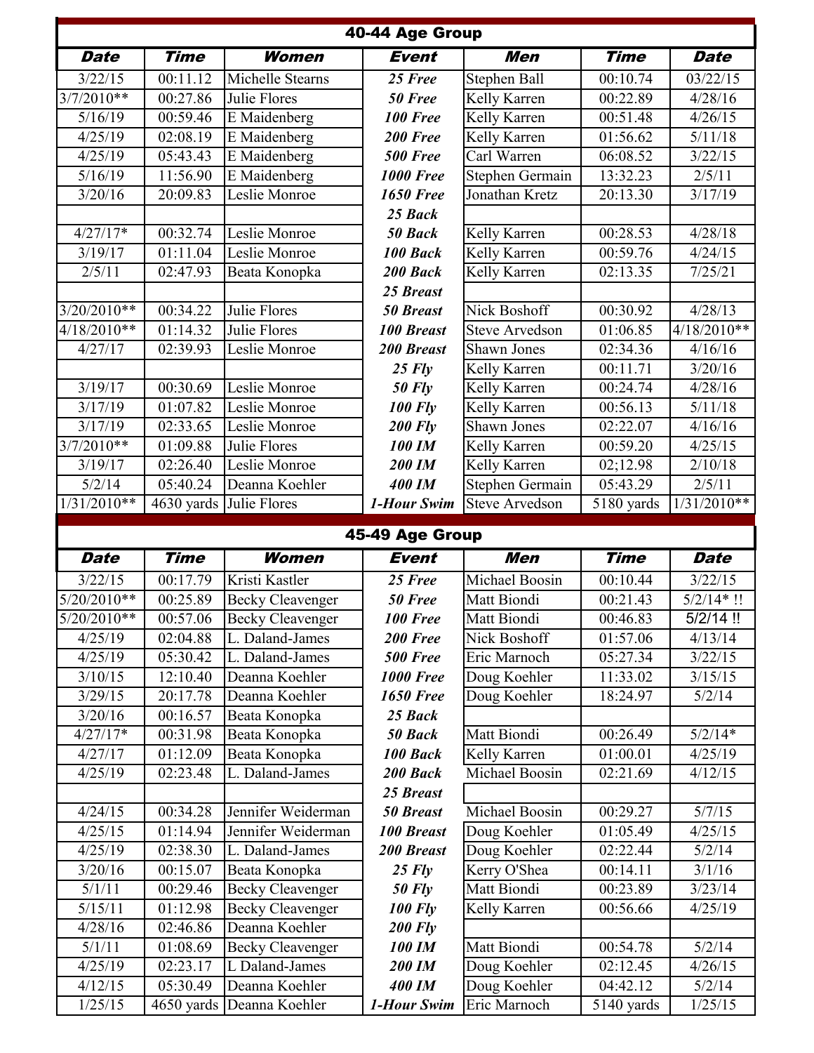## 40-44 Age Group

| Date | Time | Women | Event | Men | Time | Date |
|---|---|---|---|---|---|---|
| 3/22/15 | 00:11.12 | Michelle Stearns | **25 Free** | Stephen Ball | 00:10.74 | 03/22/15 |
| 3/7/2010** | 00:27.86 | Julie Flores | **50 Free** | Kelly Karren | 00:22.89 | 4/28/16 |
| 5/16/19 | 00:59.46 | E Maidenberg | **100 Free** | Kelly Karren | 00:51.48 | 4/26/15 |
| 4/25/19 | 02:08.19 | E Maidenberg | **200 Free** | Kelly Karren | 01:56.62 | 5/11/18 |
| 4/25/19 | 05:43.43 | E Maidenberg | **500 Free** | Carl Warren | 06:08.52 | 3/22/15 |
| 5/16/19 | 11:56.90 | E Maidenberg | **1000 Free** | Stephen Germain | 13:32.23 | 2/5/11 |
| 3/20/16 | 20:09.83 | Leslie Monroe | **1650 Free** | Jonathan Kretz | 20:13.30 | 3/17/19 |
| | | | **25 Back** | | | |
| 4/27/17* | 00:32.74 | Leslie Monroe | **50 Back** | Kelly Karren | 00:28.53 | 4/28/18 |
| 3/19/17 | 01:11.04 | Leslie Monroe | **100 Back** | Kelly Karren | 00:59.76 | 4/24/15 |
| 2/5/11 | 02:47.93 | Beata Konopka | **200 Back** | Kelly Karren | 02:13.35 | 7/25/21 |
| | | | **25 Breast** | | | |
| 3/20/2010** | 00:34.22 | Julie Flores | **50 Breast** | Nick Boshoff | 00:30.92 | 4/28/13 |
| 4/18/2010** | 01:14.32 | Julie Flores | **100 Breast** | Steve Arvedson | 01:06.85 | 4/18/2010** |
| 4/27/17 | 02:39.93 | Leslie Monroe | **200 Breast** | Shawn Jones | 02:34.36 | 4/16/16 |
| | | | **25 Fly** | Kelly Karren | 00:11.71 | 3/20/16 |
| 3/19/17 | 00:30.69 | Leslie Monroe | **50 Fly** | Kelly Karren | 00:24.74 | 4/28/16 |
| 3/17/19 | 01:07.82 | Leslie Monroe | **100 Fly** | Kelly Karren | 00:56.13 | 5/11/18 |
| 3/17/19 | 02:33.65 | Leslie Monroe | **200 Fly** | Shawn Jones | 02:22.07 | 4/16/16 |
| 3/7/2010** | 01:09.88 | Julie Flores | **100 IM** | Kelly Karren | 00:59.20 | 4/25/15 |
| 3/19/17 | 02:26.40 | Leslie Monroe | **200 IM** | Kelly Karren | 02;12.98 | 2/10/18 |
| 5/2/14 | 05:40.24 | Deanna Koehler | **400 IM** | Stephen Germain | 05:43.29 | 2/5/11 |
| 1/31/2010** | 4630 yards | Julie Flores | **1-Hour Swim** | Steve Arvedson | 5180 yards | 1/31/2010** |

## 45-49 Age Group

| Date | Time | Women | Event | Men | Time | Date |
|---|---|---|---|---|---|---|
| 3/22/15 | 00:17.79 | Kristi Kastler | **25 Free** | Michael Boosin | 00:10.44 | 3/22/15 |
| 5/20/2010** | 00:25.89 | Becky Cleavenger | **50 Free** | Matt Biondi | 00:21.43 | 5/2/14* !! |
| 5/20/2010** | 00:57.06 | Becky Cleavenger | **100 Free** | Matt Biondi | 00:46.83 | 5/2/14 !! |
| 4/25/19 | 02:04.88 | L. Daland-James | **200 Free** | Nick Boshoff | 01:57.06 | 4/13/14 |
| 4/25/19 | 05:30.42 | L. Daland-James | **500 Free** | Eric Marnoch | 05:27.34 | 3/22/15 |
| 3/10/15 | 12:10.40 | Deanna Koehler | **1000 Free** | Doug Koehler | 11:33.02 | 3/15/15 |
| 3/29/15 | 20:17.78 | Deanna Koehler | **1650 Free** | Doug Koehler | 18:24.97 | 5/2/14 |
| 3/20/16 | 00:16.57 | Beata Konopka | **25 Back** | | | |
| 4/27/17* | 00:31.98 | Beata Konopka | **50 Back** | Matt Biondi | 00:26.49 | 5/2/14* |
| 4/27/17 | 01:12.09 | Beata Konopka | **100 Back** | Kelly Karren | 01:00.01 | 4/25/19 |
| 4/25/19 | 02:23.48 | L. Daland-James | **200 Back** | Michael Boosin | 02:21.69 | 4/12/15 |
| | | | **25 Breast** | | | |
| 4/24/15 | 00:34.28 | Jennifer Weiderman | **50 Breast** | Michael Boosin | 00:29.27 | 5/7/15 |
| 4/25/15 | 01:14.94 | Jennifer Weiderman | **100 Breast** | Doug Koehler | 01:05.49 | 4/25/15 |
| 4/25/19 | 02:38.30 | L. Daland-James | **200 Breast** | Doug Koehler | 02:22.44 | 5/2/14 |
| 3/20/16 | 00:15.07 | Beata Konopka | **25 Fly** | Kerry O'Shea | 00:14.11 | 3/1/16 |
| 5/1/11 | 00:29.46 | Becky Cleavenger | **50 Fly** | Matt Biondi | 00:23.89 | 3/23/14 |
| 5/15/11 | 01:12.98 | Becky Cleavenger | **100 Fly** | Kelly Karren | 00:56.66 | 4/25/19 |
| 4/28/16 | 02:46.86 | Deanna Koehler | **200 Fly** | | | |
| 5/1/11 | 01:08.69 | Becky Cleavenger | **100 IM** | Matt Biondi | 00:54.78 | 5/2/14 |
| 4/25/19 | 02:23.17 | L Daland-James | **200 IM** | Doug Koehler | 02:12.45 | 4/26/15 |
| 4/12/15 | 05:30.49 | Deanna Koehler | **400 IM** | Doug Koehler | 04:42.12 | 5/2/14 |
| 1/25/15 | 4650 yards | Deanna Koehler | **1-Hour Swim** | Eric Marnoch | 5140 yards | 1/25/15 |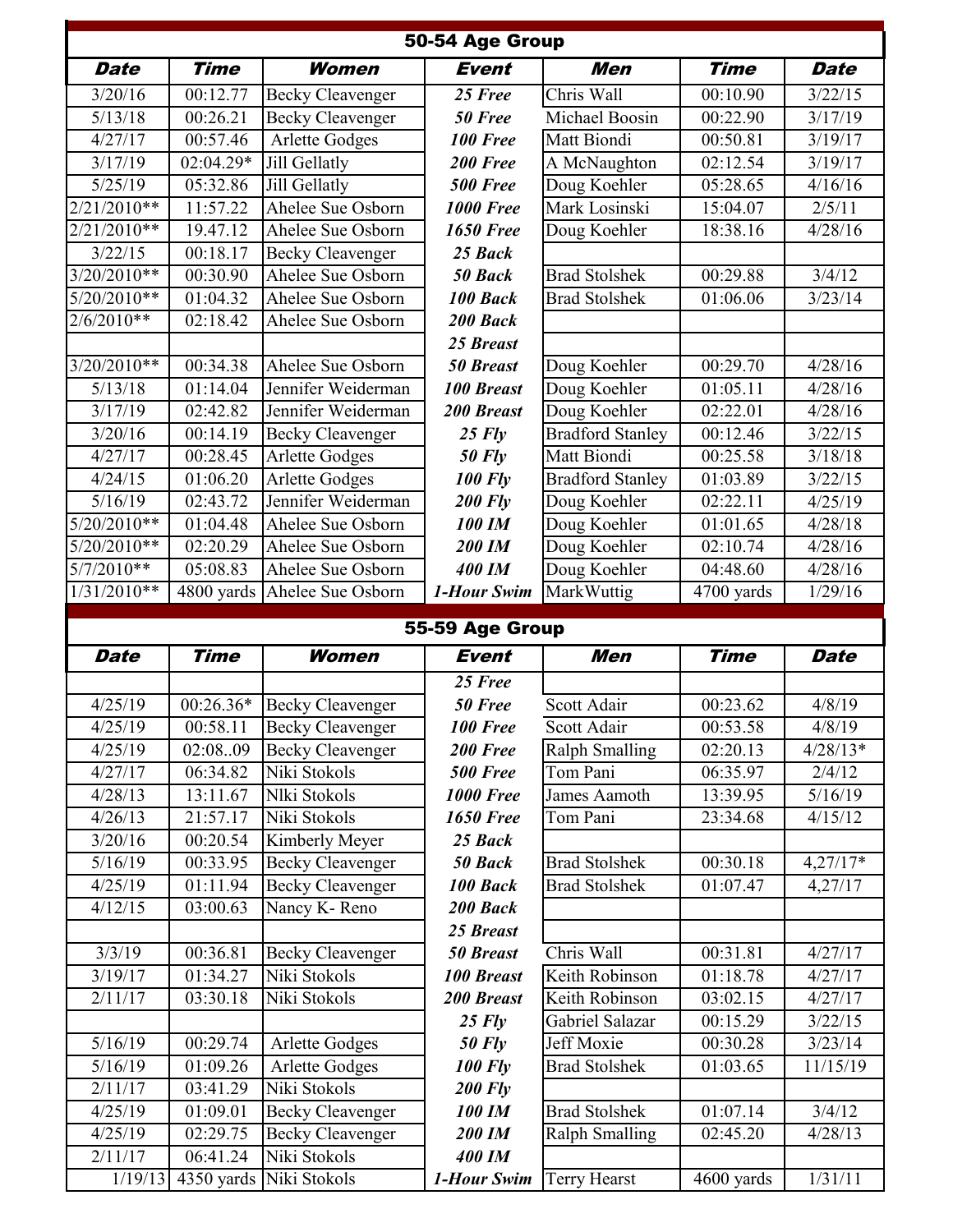## 50-54 Age Group

| Date | Time | Women | Event | Men | Time | Date |
|---|---|---|---|---|---|---|
| 3/20/16 | 00:12.77 | Becky Cleavenger | *25 Free* | Chris Wall | 00:10.90 | 3/22/15 |
| 5/13/18 | 00:26.21 | Becky Cleavenger | *50 Free* | Michael Boosin | 00:22.90 | 3/17/19 |
| 4/27/17 | 00:57.46 | Arlette Godges | *100 Free* | Matt Biondi | 00:50.81 | 3/19/17 |
| 3/17/19 | 02:04.29* | Jill Gellatly | *200 Free* | A McNaughton | 02:12.54 | 3/19/17 |
| 5/25/19 | 05:32.86 | Jill Gellatly | *500 Free* | Doug Koehler | 05:28.65 | 4/16/16 |
| 2/21/2010** | 11:57.22 | Ahelee Sue Osborn | *1000 Free* | Mark Losinski | 15:04.07 | 2/5/11 |
| 2/21/2010** | 19.47.12 | Ahelee Sue Osborn | *1650 Free* | Doug Koehler | 18:38.16 | 4/28/16 |
| 3/22/15 | 00:18.17 | Becky Cleavenger | *25 Back* | | | |
| 3/20/2010** | 00:30.90 | Ahelee Sue Osborn | *50 Back* | Brad Stolshek | 00:29.88 | 3/4/12 |
| 5/20/2010** | 01:04.32 | Ahelee Sue Osborn | *100 Back* | Brad Stolshek | 01:06.06 | 3/23/14 |
| 2/6/2010** | 02:18.42 | Ahelee Sue Osborn | *200 Back* | | | |
| | | | *25 Breast* | | | |
| 3/20/2010** | 00:34.38 | Ahelee Sue Osborn | *50 Breast* | Doug Koehler | 00:29.70 | 4/28/16 |
| 5/13/18 | 01:14.04 | Jennifer Weiderman | *100 Breast* | Doug Koehler | 01:05.11 | 4/28/16 |
| 3/17/19 | 02:42.82 | Jennifer Weiderman | *200 Breast* | Doug Koehler | 02:22.01 | 4/28/16 |
| 3/20/16 | 00:14.19 | Becky Cleavenger | *25 Fly* | Bradford Stanley | 00:12.46 | 3/22/15 |
| 4/27/17 | 00:28.45 | Arlette Godges | *50 Fly* | Matt Biondi | 00:25.58 | 3/18/18 |
| 4/24/15 | 01:06.20 | Arlette Godges | *100 Fly* | Bradford Stanley | 01:03.89 | 3/22/15 |
| 5/16/19 | 02:43.72 | Jennifer Weiderman | *200 Fly* | Doug Koehler | 02:22.11 | 4/25/19 |
| 5/20/2010** | 01:04.48 | Ahelee Sue Osborn | *100 IM* | Doug Koehler | 01:01.65 | 4/28/18 |
| 5/20/2010** | 02:20.29 | Ahelee Sue Osborn | *200 IM* | Doug Koehler | 02:10.74 | 4/28/16 |
| 5/7/2010** | 05:08.83 | Ahelee Sue Osborn | *400 IM* | Doug Koehler | 04:48.60 | 4/28/16 |
| 1/31/2010** | 4800 yards | Ahelee Sue Osborn | *1-Hour Swim* | MarkWuttig | 4700 yards | 1/29/16 |

## 55-59 Age Group

| Date | Time | Women | Event | Men | Time | Date |
|---|---|---|---|---|---|---|
| | | | *25 Free* | | | |
| 4/25/19 | 00:26.36* | Becky Cleavenger | *50 Free* | Scott Adair | 00:23.62 | 4/8/19 |
| 4/25/19 | 00:58.11 | Becky Cleavenger | *100 Free* | Scott Adair | 00:53.58 | 4/8/19 |
| 4/25/19 | 02:08..09 | Becky Cleavenger | *200 Free* | Ralph Smalling | 02:20.13 | 4/28/13* |
| 4/27/17 | 06:34.82 | Niki Stokols | *500 Free* | Tom Pani | 06:35.97 | 2/4/12 |
| 4/28/13 | 13:11.67 | Nlki Stokols | *1000 Free* | James Aamoth | 13:39.95 | 5/16/19 |
| 4/26/13 | 21:57.17 | Niki Stokols | *1650 Free* | Tom Pani | 23:34.68 | 4/15/12 |
| 3/20/16 | 00:20.54 | Kimberly Meyer | *25 Back* | | | |
| 5/16/19 | 00:33.95 | Becky Cleavenger | *50 Back* | Brad Stolshek | 00:30.18 | 4,27/17* |
| 4/25/19 | 01:11.94 | Becky Cleavenger | *100 Back* | Brad Stolshek | 01:07.47 | 4,27/17 |
| 4/12/15 | 03:00.63 | Nancy K- Reno | *200 Back* | | | |
| | | | *25 Breast* | | | |
| 3/3/19 | 00:36.81 | Becky Cleavenger | *50 Breast* | Chris Wall | 00:31.81 | 4/27/17 |
| 3/19/17 | 01:34.27 | Niki Stokols | *100 Breast* | Keith Robinson | 01:18.78 | 4/27/17 |
| 2/11/17 | 03:30.18 | Niki Stokols | *200 Breast* | Keith Robinson | 03:02.15 | 4/27/17 |
| | | | *25 Fly* | Gabriel Salazar | 00:15.29 | 3/22/15 |
| 5/16/19 | 00:29.74 | Arlette Godges | *50 Fly* | Jeff Moxie | 00:30.28 | 3/23/14 |
| 5/16/19 | 01:09.26 | Arlette Godges | *100 Fly* | Brad Stolshek | 01:03.65 | 11/15/19 |
| 2/11/17 | 03:41.29 | Niki Stokols | *200 Fly* | | | |
| 4/25/19 | 01:09.01 | Becky Cleavenger | *100 IM* | Brad Stolshek | 01:07.14 | 3/4/12 |
| 4/25/19 | 02:29.75 | Becky Cleavenger | *200 IM* | Ralph Smalling | 02:45.20 | 4/28/13 |
| 2/11/17 | 06:41.24 | Niki Stokols | *400 IM* | | | |
| 1/19/13 | 4350 yards | Niki Stokols | *1-Hour Swim* | Terry Hearst | 4600 yards | 1/31/11 |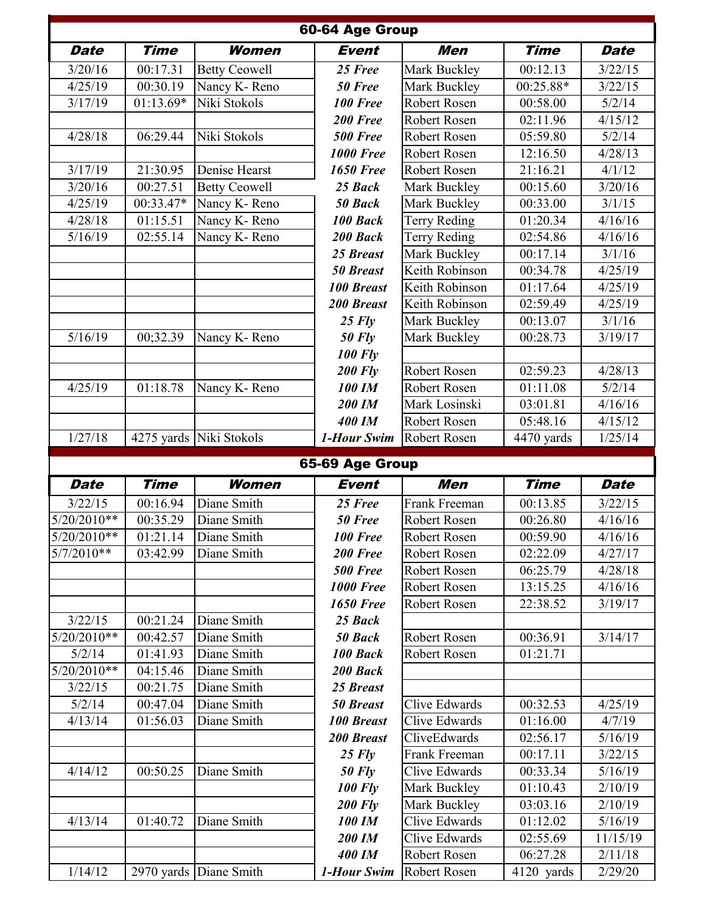## 60-64 Age Group

| Date | Time | Women | Event | Men | Time | Date |
|---|---|---|---|---|---|---|
| 3/20/16 | 00:17.31 | Betty Ceowell | 25 Free | Mark Buckley | 00:12.13 | 3/22/15 |
| 4/25/19 | 00:30.19 | Nancy K- Reno | 50 Free | Mark Buckley | 00:25.88* | 3/22/15 |
| 3/17/19 | 01:13.69* | Niki Stokols | 100 Free | Robert Rosen | 00:58.00 | 5/2/14 |
| | | | 200 Free | Robert Rosen | 02:11.96 | 4/15/12 |
| 4/28/18 | 06:29.44 | Niki Stokols | 500 Free | Robert Rosen | 05:59.80 | 5/2/14 |
| | | | 1000 Free | Robert Rosen | 12:16.50 | 4/28/13 |
| 3/17/19 | 21:30.95 | Denise Hearst | 1650 Free | Robert Rosen | 21:16.21 | 4/1/12 |
| 3/20/16 | 00:27.51 | Betty Ceowell | 25 Back | Mark Buckley | 00:15.60 | 3/20/16 |
| 4/25/19 | 00:33.47* | Nancy K- Reno | 50 Back | Mark Buckley | 00:33.00 | 3/1/15 |
| 4/28/18 | 01:15.51 | Nancy K- Reno | 100 Back | Terry Reding | 01:20.34 | 4/16/16 |
| 5/16/19 | 02:55.14 | Nancy K- Reno | 200 Back | Terry Reding | 02:54.86 | 4/16/16 |
| | | | 25 Breast | Mark Buckley | 00:17.14 | 3/1/16 |
| | | | 50 Breast | Keith Robinson | 00:34.78 | 4/25/19 |
| | | | 100 Breast | Keith Robinson | 01:17.64 | 4/25/19 |
| | | | 200 Breast | Keith Robinson | 02:59.49 | 4/25/19 |
| | | | 25 Fly | Mark Buckley | 00:13.07 | 3/1/16 |
| 5/16/19 | 00;32.39 | Nancy K- Reno | 50 Fly | Mark Buckley | 00:28.73 | 3/19/17 |
| | | | 100 Fly | | | |
| | | | 200 Fly | Robert Rosen | 02:59.23 | 4/28/13 |
| 4/25/19 | 01:18.78 | Nancy K- Reno | 100 IM | Robert Rosen | 01:11.08 | 5/2/14 |
| | | | 200 IM | Mark Losinski | 03:01.81 | 4/16/16 |
| | | | 400 IM | Robert Rosen | 05:48.16 | 4/15/12 |
| 1/27/18 | 4275 yards | Niki Stokols | 1-Hour Swim | Robert Rosen | 4470 yards | 1/25/14 |

## 65-69 Age Group

| Date | Time | Women | Event | Men | Time | Date |
|---|---|---|---|---|---|---|
| 3/22/15 | 00:16.94 | Diane Smith | 25 Free | Frank Freeman | 00:13.85 | 3/22/15 |
| 5/20/2010** | 00:35.29 | Diane Smith | 50 Free | Robert Rosen | 00:26.80 | 4/16/16 |
| 5/20/2010** | 01:21.14 | Diane Smith | 100 Free | Robert Rosen | 00:59.90 | 4/16/16 |
| 5/7/2010** | 03:42.99 | Diane Smith | 200 Free | Robert Rosen | 02:22.09 | 4/27/17 |
| | | | 500 Free | Robert Rosen | 06:25.79 | 4/28/18 |
| | | | 1000 Free | Robert Rosen | 13:15.25 | 4/16/16 |
| | | | 1650 Free | Robert Rosen | 22:38.52 | 3/19/17 |
| 3/22/15 | 00:21.24 | Diane Smith | 25 Back | | | |
| 5/20/2010** | 00:42.57 | Diane Smith | 50 Back | Robert Rosen | 00:36.91 | 3/14/17 |
| 5/2/14 | 01:41.93 | Diane Smith | 100 Back | Robert Rosen | 01:21.71 | |
| 5/20/2010** | 04:15.46 | Diane Smith | 200 Back | | | |
| 3/22/15 | 00:21.75 | Diane Smith | 25 Breast | | | |
| 5/2/14 | 00:47.04 | Diane Smith | 50 Breast | Clive Edwards | 00:32.53 | 4/25/19 |
| 4/13/14 | 01:56.03 | Diane Smith | 100 Breast | Clive Edwards | 01:16.00 | 4/7/19 |
| | | | 200 Breast | CliveEdwards | 02:56.17 | 5/16/19 |
| | | | 25 Fly | Frank Freeman | 00:17.11 | 3/22/15 |
| 4/14/12 | 00:50.25 | Diane Smith | 50 Fly | Clive Edwards | 00:33.34 | 5/16/19 |
| | | | 100 Fly | Mark Buckley | 01:10.43 | 2/10/19 |
| | | | 200 Fly | Mark Buckley | 03:03.16 | 2/10/19 |
| 4/13/14 | 01:40.72 | Diane Smith | 100 IM | Clive Edwards | 01:12.02 | 5/16/19 |
| | | | 200 IM | Clive Edwards | 02:55.69 | 11/15/19 |
| | | | 400 IM | Robert Rosen | 06:27.28 | 2/11/18 |
| 1/14/12 | 2970 yards | Diane Smith | 1-Hour Swim | Robert Rosen | 4120 yards | 2/29/20 |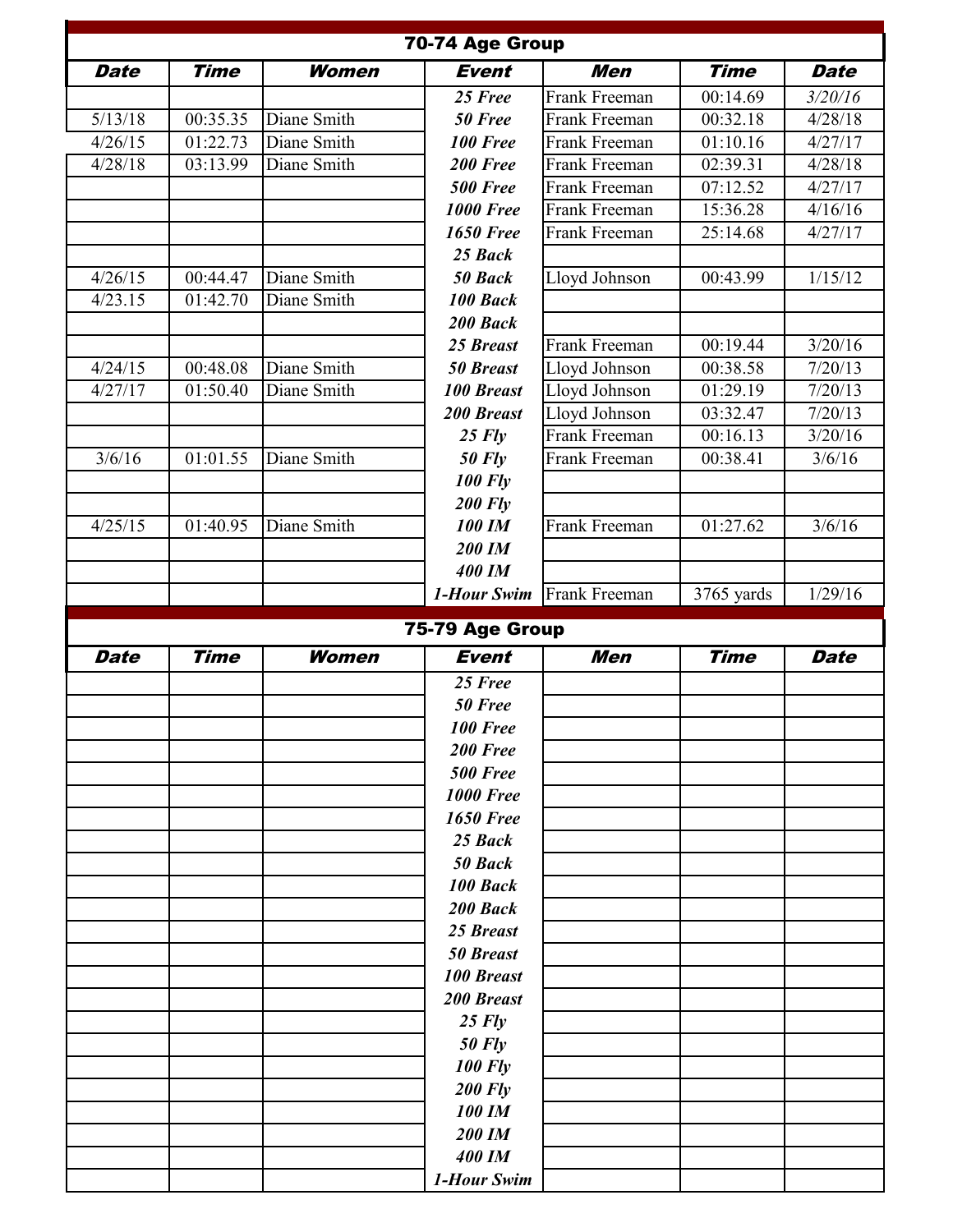| 70-74 Age Group | | | | | | |
|---|---|---|---|---|---|---|
| **Date** | **Time** | **Women** | **Event** | **Men** | **Time** | **Date** |
| | | | *25 Free* | Frank Freeman | 00:14.69 | *3/20/16* |
| 5/13/18 | 00:35.35 | Diane Smith | *50 Free* | Frank Freeman | 00:32.18 | 4/28/18 |
| 4/26/15 | 01:22.73 | Diane Smith | *100 Free* | Frank Freeman | 01:10.16 | 4/27/17 |
| 4/28/18 | 03:13.99 | Diane Smith | *200 Free* | Frank Freeman | 02:39.31 | 4/28/18 |
| | | | *500 Free* | Frank Freeman | 07:12.52 | 4/27/17 |
| | | | *1000 Free* | Frank Freeman | 15:36.28 | 4/16/16 |
| | | | *1650 Free* | Frank Freeman | 25:14.68 | 4/27/17 |
| | | | *25 Back* | | | |
| 4/26/15 | 00:44.47 | Diane Smith | *50 Back* | Lloyd Johnson | 00:43.99 | 1/15/12 |
| 4/23.15 | 01:42.70 | Diane Smith | *100 Back* | | | |
| | | | *200 Back* | | | |
| | | | *25 Breast* | Frank Freeman | 00:19.44 | 3/20/16 |
| 4/24/15 | 00:48.08 | Diane Smith | *50 Breast* | Lloyd Johnson | 00:38.58 | 7/20/13 |
| 4/27/17 | 01:50.40 | Diane Smith | *100 Breast* | Lloyd Johnson | 01:29.19 | 7/20/13 |
| | | | *200 Breast* | Lloyd Johnson | 03:32.47 | 7/20/13 |
| | | | *25 Fly* | Frank Freeman | 00:16.13 | 3/20/16 |
| 3/6/16 | 01:01.55 | Diane Smith | *50 Fly* | Frank Freeman | 00:38.41 | 3/6/16 |
| | | | *100 Fly* | | | |
| | | | *200 Fly* | | | |
| 4/25/15 | 01:40.95 | Diane Smith | *100 IM* | Frank Freeman | 01:27.62 | 3/6/16 |
| | | | *200 IM* | | | |
| | | | *400 IM* | | | |
| | | | *1-Hour Swim* | Frank Freeman | 3765 yards | 1/29/16 |

| 75-79 Age Group | | | | | | |
|---|---|---|---|---|---|---|
| **Date** | **Time** | **Women** | **Event** | **Men** | **Time** | **Date** |
| | | | *25 Free* | | | |
| | | | *50 Free* | | | |
| | | | *100 Free* | | | |
| | | | *200 Free* | | | |
| | | | *500 Free* | | | |
| | | | *1000 Free* | | | |
| | | | *1650 Free* | | | |
| | | | *25 Back* | | | |
| | | | *50 Back* | | | |
| | | | *100 Back* | | | |
| | | | *200 Back* | | | |
| | | | *25 Breast* | | | |
| | | | *50 Breast* | | | |
| | | | *100 Breast* | | | |
| | | | *200 Breast* | | | |
| | | | *25 Fly* | | | |
| | | | *50 Fly* | | | |
| | | | *100 Fly* | | | |
| | | | *200 Fly* | | | |
| | | | *100 IM* | | | |
| | | | *200 IM* | | | |
| | | | *400 IM* | | | |
| | | | *1-Hour Swim* | | | |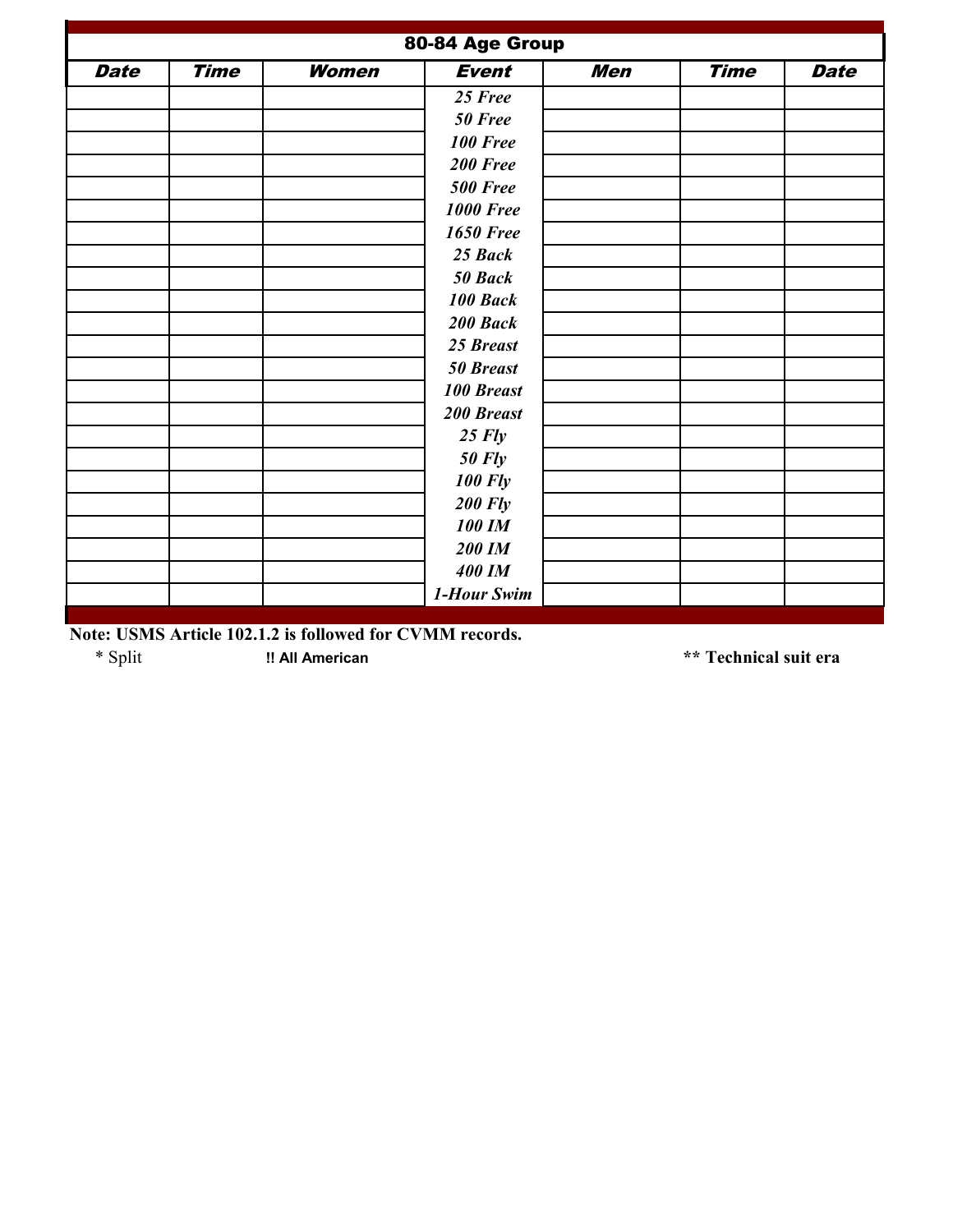| 80-84 Age Group | | | | | | |
|---|---|---|---|---|---|---|
| ***Date*** | ***Time*** | ***Women*** | ***Event*** | ***Men*** | ***Time*** | ***Date*** |
| | | | *25 Free* | | | |
| | | | *50 Free* | | | |
| | | | *100 Free* | | | |
| | | | *200 Free* | | | |
| | | | *500 Free* | | | |
| | | | *1000 Free* | | | |
| | | | *1650 Free* | | | |
| | | | *25 Back* | | | |
| | | | *50 Back* | | | |
| | | | *100 Back* | | | |
| | | | *200 Back* | | | |
| | | | *25 Breast* | | | |
| | | | *50 Breast* | | | |
| | | | *100 Breast* | | | |
| | | | *200 Breast* | | | |
| | | | *25 Fly* | | | |
| | | | *50 Fly* | | | |
| | | | *100 Fly* | | | |
| | | | *200 Fly* | | | |
| | | | *100 IM* | | | |
| | | | *200 IM* | | | |
| | | | *400 IM* | | | |
| | | | *1-Hour Swim* | | | |

**Note: USMS Article 102.1.2 is followed for CVMM records.**

\* Split **!! All American** **\*\* Technical suit era**